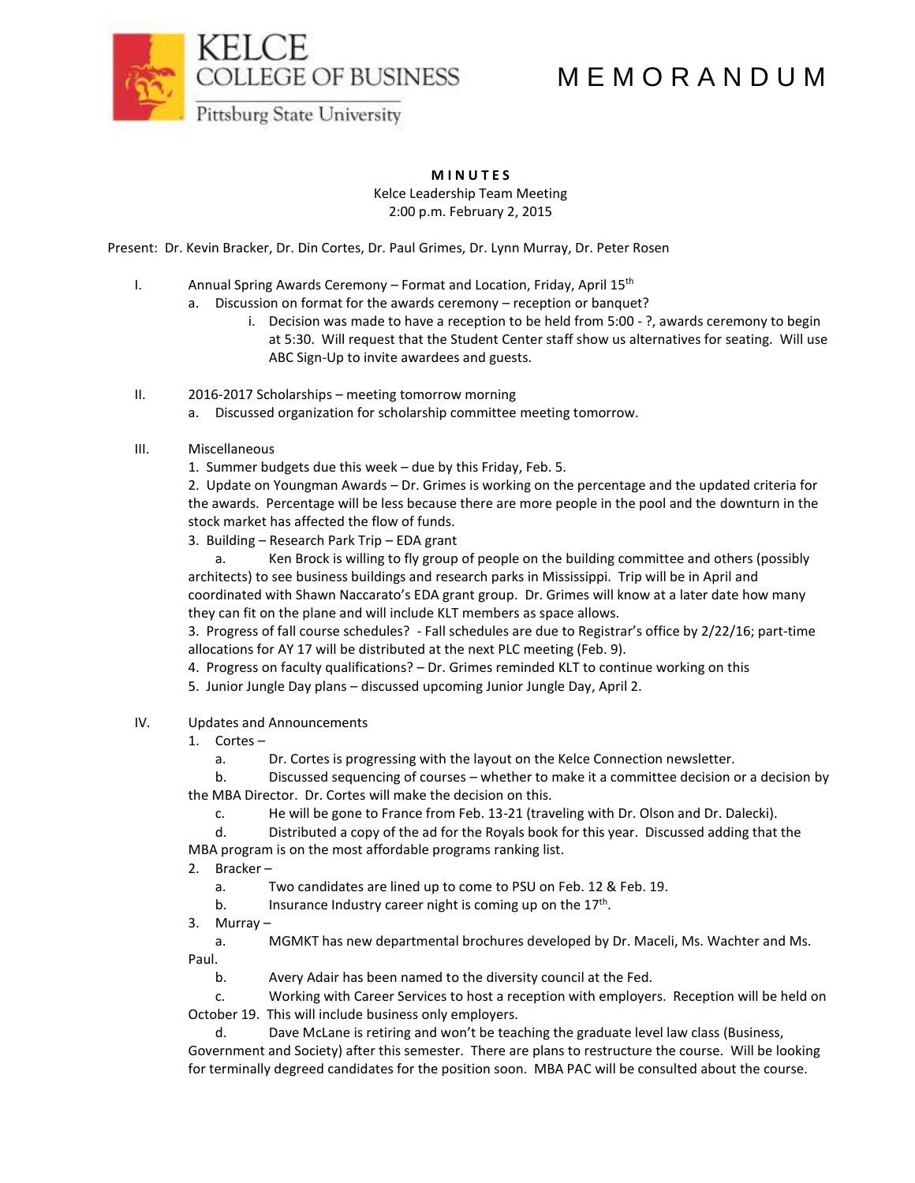Kelce College of Business
Pittsburg State University

# M E M O R A N D U M

**M I N U T E S**

Kelce Leadership Team Meeting
2:00 p.m. February 2, 2015

Present: Dr. Kevin Bracker, Dr. Din Cortes, Dr. Paul Grimes, Dr. Lynn Murray, Dr. Peter Rosen

I. Annual Spring Awards Ceremony – Format and Location, Friday, April 15th

   a. Discussion on format for the awards ceremony – reception or banquet?

      i. Decision was made to have a reception to be held from 5:00 - ?, awards ceremony to begin at 5:30. Will request that the Student Center staff show us alternatives for seating. Will use ABC Sign-Up to invite awardees and guests.

II. 2016-2017 Scholarships – meeting tomorrow morning

   a. Discussed organization for scholarship committee meeting tomorrow.

III. Miscellaneous

1. Summer budgets due this week – due by this Friday, Feb. 5.

2. Update on Youngman Awards – Dr. Grimes is working on the percentage and the updated criteria for the awards. Percentage will be less because there are more people in the pool and the downturn in the stock market has affected the flow of funds.

3. Building – Research Park Trip – EDA grant

   a. Ken Brock is willing to fly group of people on the building committee and others (possibly architects) to see business buildings and research parks in Mississippi. Trip will be in April and coordinated with Shawn Naccarato's EDA grant group. Dr. Grimes will know at a later date how many they can fit on the plane and will include KLT members as space allows.

3. Progress of fall course schedules? - Fall schedules are due to Registrar's office by 2/22/16; part-time allocations for AY 17 will be distributed at the next PLC meeting (Feb. 9).

4. Progress on faculty qualifications? – Dr. Grimes reminded KLT to continue working on this

5. Junior Jungle Day plans – discussed upcoming Junior Jungle Day, April 2.

IV. Updates and Announcements

1. Cortes –

   a. Dr. Cortes is progressing with the layout on the Kelce Connection newsletter.

   b. Discussed sequencing of courses – whether to make it a committee decision or a decision by the MBA Director. Dr. Cortes will make the decision on this.

   c. He will be gone to France from Feb. 13-21 (traveling with Dr. Olson and Dr. Dalecki).

   d. Distributed a copy of the ad for the Royals book for this year. Discussed adding that the MBA program is on the most affordable programs ranking list.

2. Bracker –

   a. Two candidates are lined up to come to PSU on Feb. 12 & Feb. 19.

   b. Insurance Industry career night is coming up on the 17th.

3. Murray –

   a. MGMKT has new departmental brochures developed by Dr. Maceli, Ms. Wachter and Ms. Paul.

   b. Avery Adair has been named to the diversity council at the Fed.

   c. Working with Career Services to host a reception with employers. Reception will be held on October 19. This will include business only employers.

   d. Dave McLane is retiring and won't be teaching the graduate level law class (Business, Government and Society) after this semester. There are plans to restructure the course. Will be looking for terminally degreed candidates for the position soon. MBA PAC will be consulted about the course.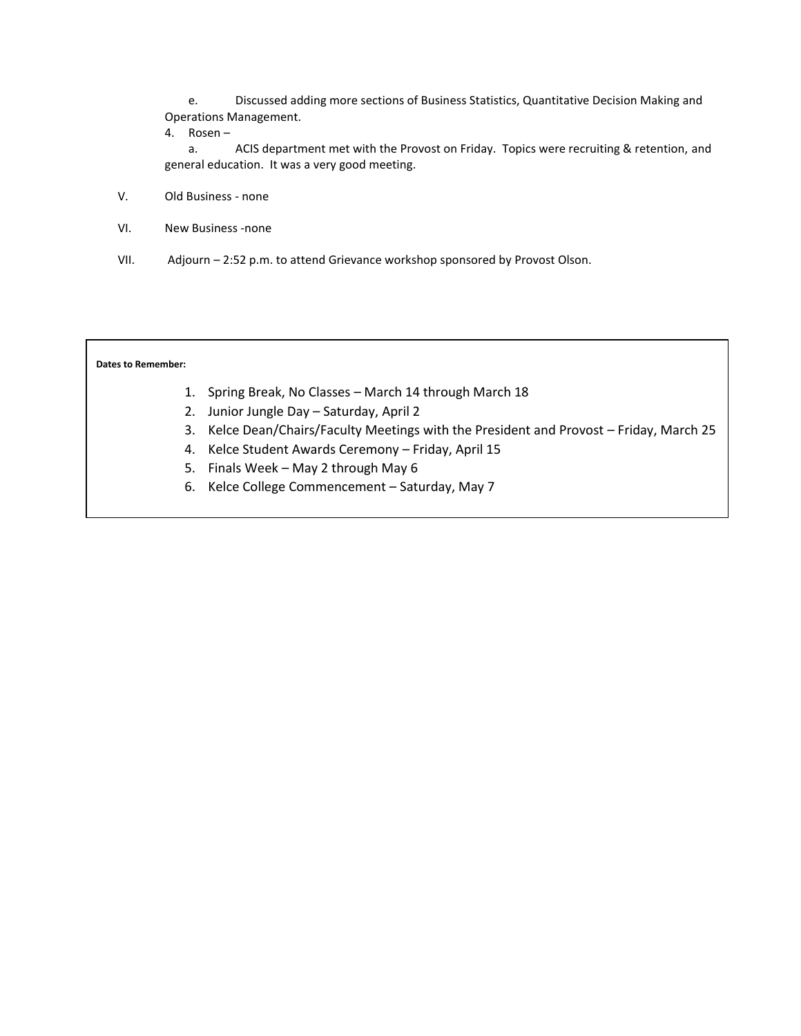e. Discussed adding more sections of Business Statistics, Quantitative Decision Making and Operations Management.

4. Rosen –

   a. ACIS department met with the Provost on Friday. Topics were recruiting & retention, and general education. It was a very good meeting.

V. Old Business - none

VI. New Business -none

VII. Adjourn – 2:52 p.m. to attend Grievance workshop sponsored by Provost Olson.

**Dates to Remember:**

1. Spring Break, No Classes – March 14 through March 18
2. Junior Jungle Day – Saturday, April 2
3. Kelce Dean/Chairs/Faculty Meetings with the President and Provost – Friday, March 25
4. Kelce Student Awards Ceremony – Friday, April 15
5. Finals Week – May 2 through May 6
6. Kelce College Commencement – Saturday, May 7